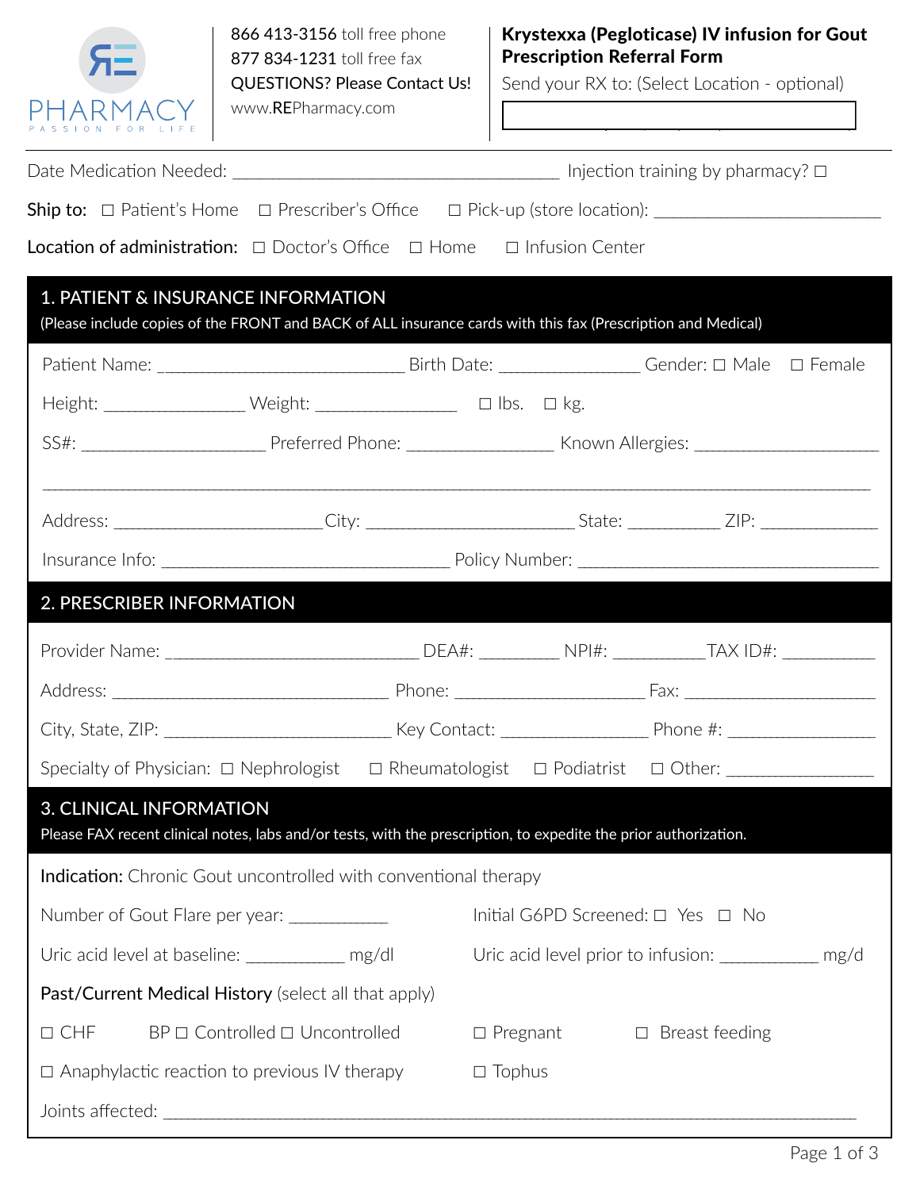RE PHARMACY
PASSION FOR LIFE

866 413-3156 toll free phone
877 834-1231 toll free fax
QUESTIONS? Please Contact Us!
www.REPharmacy.com

**Krystexxa (Pegloticase) IV infusion for Gout Prescription Referral Form**

Send your RX to: (Select Location - optional)

Date Medication Needed: ________________________ Injection training by pharmacy? ☐

Ship to: ☐ Patient's Home ☐ Prescriber's Office ☐ Pick-up (store location): ________________

Location of administration: ☐ Doctor's Office ☐ Home ☐ Infusion Center

## 1. PATIENT & INSURANCE INFORMATION

(Please include copies of the FRONT and BACK of ALL insurance cards with this fax (Prescription and Medical)

Patient Name: ____________________ Birth Date: ____________ Gender: ☐ Male ☐ Female

Height: ____________ Weight: ____________ ☐ lbs. ☐ kg.

SS#: ______________ Preferred Phone: ____________ Known Allergies: ______________

______________________________________________________________________

Address: ________________City: ________________ State: ________ ZIP: _________

Insurance Info: ______________________ Policy Number: ________________________

## 2. PRESCRIBER INFORMATION

Provider Name: ____________________ DEA#: _______ NPI#: ________TAX ID#: ________

Address: ______________________ Phone: ______________ Fax: ______________

City, State, ZIP: _________________ Key Contact: ____________ Phone #: ____________

Specialty of Physician: ☐ Nephrologist ☐ Rheumatologist ☐ Podiatrist ☐ Other: ____________

## 3. CLINICAL INFORMATION

Please FAX recent clinical notes, labs and/or tests, with the prescription, to expedite the prior authorization.

**Indication:** Chronic Gout uncontrolled with conventional therapy

Number of Gout Flare per year: ________ Initial G6PD Screened: ☐ Yes ☐ No

Uric acid level at baseline: ________ mg/dl Uric acid level prior to infusion: ________ mg/d

**Past/Current Medical History** (select all that apply)

☐ CHF BP ☐ Controlled ☐ Uncontrolled ☐ Pregnant ☐ Breast feeding

☐ Anaphylactic reaction to previous IV therapy ☐ Tophus

Joints affected: ______________________________________________________________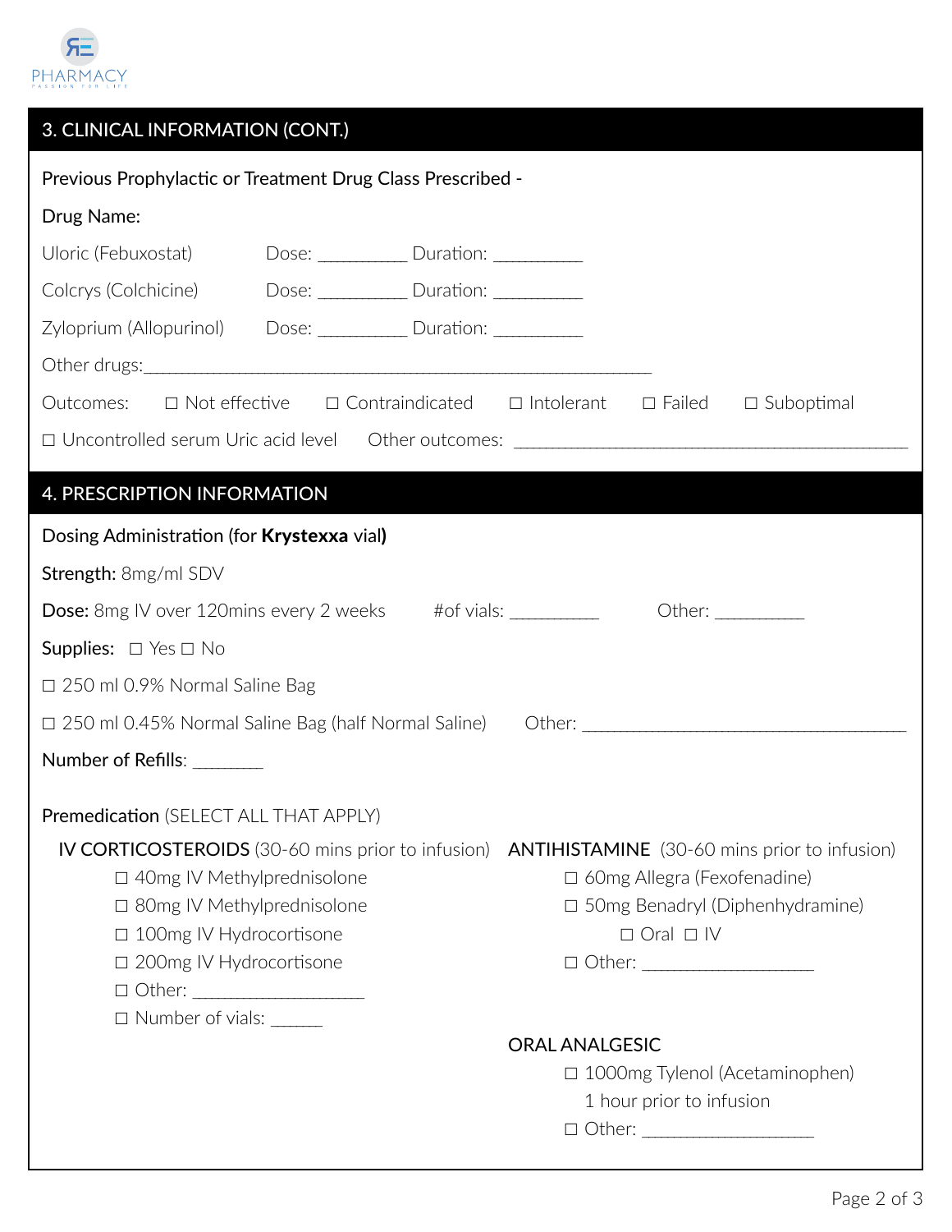PHARMACY

## 3. CLINICAL INFORMATION (CONT.)

Previous Prophylactic or Treatment Drug Class Prescribed -

Drug Name:

Uloric (Febuxostat) Dose: __________ Duration: __________

Colcrys (Colchicine) Dose: __________ Duration: __________

Zyloprium (Allopurinol) Dose: __________ Duration: __________

Other drugs:___________________________________________________________

Outcomes: ☐ Not effective ☐ Contraindicated ☐ Intolerant ☐ Failed ☐ Suboptimal

☐ Uncontrolled serum Uric acid level Other outcomes: _____________________________________________

## 4. PRESCRIPTION INFORMATION

Dosing Administration (for **Krystexxa** vial)

**Strength:** 8mg/ml SDV

**Dose:** 8mg IV over 120mins every 2 weeks #of vials: __________ Other: __________

**Supplies:** ☐ Yes ☐ No

☐ 250 ml 0.9% Normal Saline Bag

☐ 250 ml 0.45% Normal Saline Bag (half Normal Saline) Other: _____________________________________

Number of Refills: ________

Premedication (SELECT ALL THAT APPLY)

**IV CORTICOSTEROIDS** (30-60 mins prior to infusion)

- ☐ 40mg IV Methylprednisolone
- ☐ 80mg IV Methylprednisolone
- ☐ 100mg IV Hydrocortisone
- ☐ 200mg IV Hydrocortisone
- ☐ Other: ___________________
- ☐ Number of vials: ______

**ANTIHISTAMINE** (30-60 mins prior to infusion)

- ☐ 60mg Allegra (Fexofenadine)
- ☐ 50mg Benadryl (Diphenhydramine)
  - ☐ Oral ☐ IV
- ☐ Other: ___________________

**ORAL ANALGESIC**

- ☐ 1000mg Tylenol (Acetaminophen) 1 hour prior to infusion
- ☐ Other: ___________________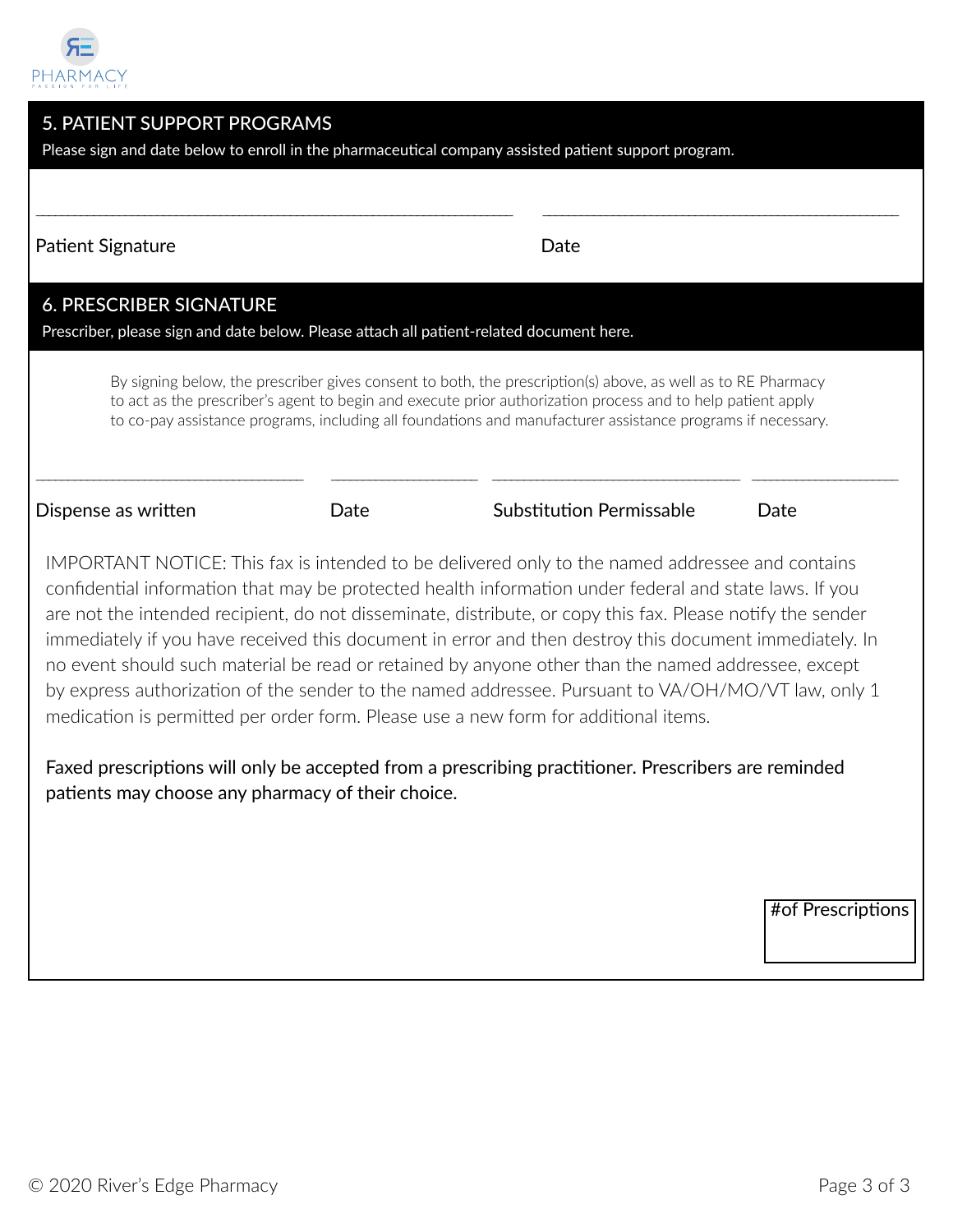## 5. PATIENT SUPPORT PROGRAMS

Please sign and date below to enroll in the pharmaceutical company assisted patient support program.

\_\_\_\_\_\_\_\_\_\_\_\_\_\_\_\_\_\_\_\_\_\_\_\_\_\_\_\_\_\_\_\_\_\_\_\_\_\_ \_\_\_\_\_\_\_\_\_\_\_\_\_\_\_\_\_\_\_\_\_\_\_\_\_\_\_\_\_\_

Patient Signature Date

## 6. PRESCRIBER SIGNATURE

Prescriber, please sign and date below. Please attach all patient-related document here.

By signing below, the prescriber gives consent to both, the prescription(s) above, as well as to RE Pharmacy to act as the prescriber's agent to begin and execute prior authorization process and to help patient apply to co-pay assistance programs, including all foundations and manufacturer assistance programs if necessary.

\_\_\_\_\_\_\_\_\_\_\_\_\_\_\_\_\_\_\_\_\_\_ \_\_\_\_\_\_\_\_\_\_\_\_ \_\_\_\_\_\_\_\_\_\_\_\_\_\_\_\_\_\_\_\_ \_\_\_\_\_\_\_\_\_\_\_\_

Dispense as written Date Substitution Permissable Date

IMPORTANT NOTICE: This fax is intended to be delivered only to the named addressee and contains confidential information that may be protected health information under federal and state laws. If you are not the intended recipient, do not disseminate, distribute, or copy this fax. Please notify the sender immediately if you have received this document in error and then destroy this document immediately. In no event should such material be read or retained by anyone other than the named addressee, except by express authorization of the sender to the named addressee. Pursuant to VA/OH/MO/VT law, only 1 medication is permitted per order form. Please use a new form for additional items.

Faxed prescriptions will only be accepted from a prescribing practitioner. Prescribers are reminded patients may choose any pharmacy of their choice.

| #of Prescriptions |
|---|
| |

© 2020 River's Edge Pharmacy